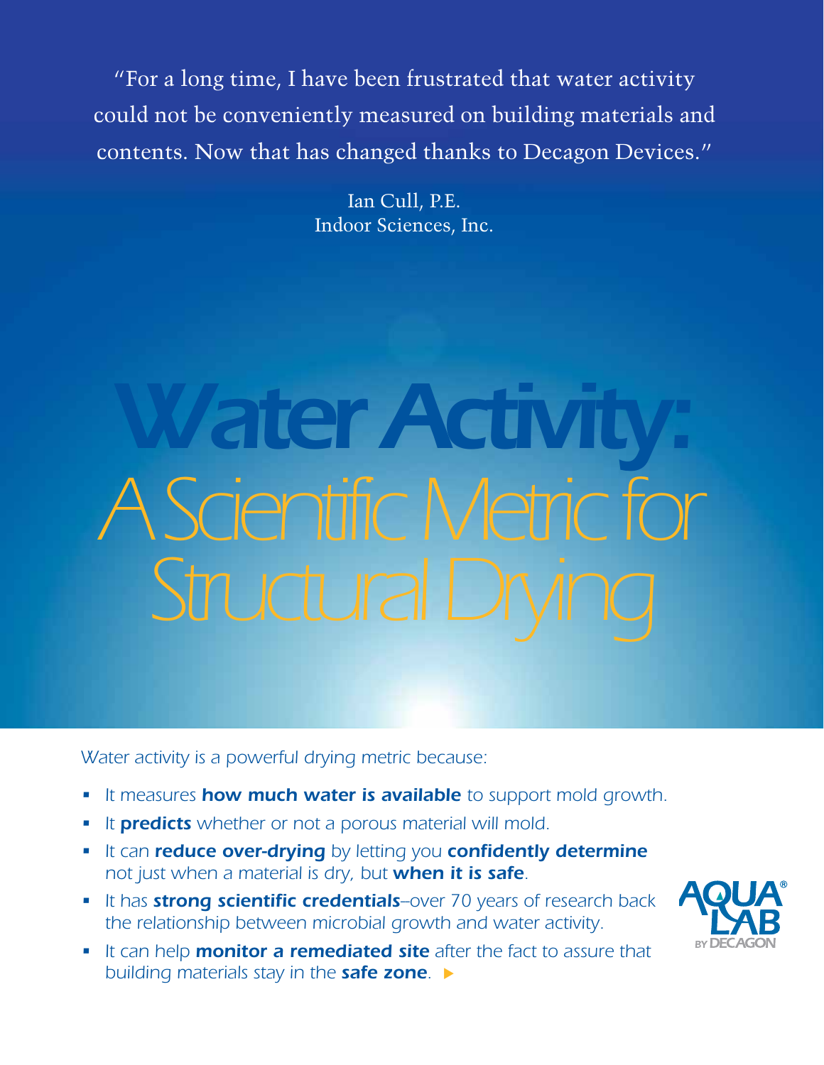"For a long time, I have been frustrated that water activity could not be conveniently measured on building materials and contents. Now that has changed thanks to Decagon Devices."

Ian Cull, P.E.
Indoor Sciences, Inc.

# Water Activity: A Scientific Metric for Structural Drying

*Water activity is a powerful drying metric because:*

- *It measures **how much water is available** to support mold growth.*
- *It **predicts** whether or not a porous material will mold.*
- *It can **reduce over-drying** by letting you **confidently determine** not just when a material is dry, but **when it is safe**.*
- *It has **strong scientific credentials**–over 70 years of research back the relationship between microbial growth and water activity.*
- *It can help **monitor a remediated site** after the fact to assure that building materials stay in the **safe zone**.*

AQUA LAB® BY DECAGON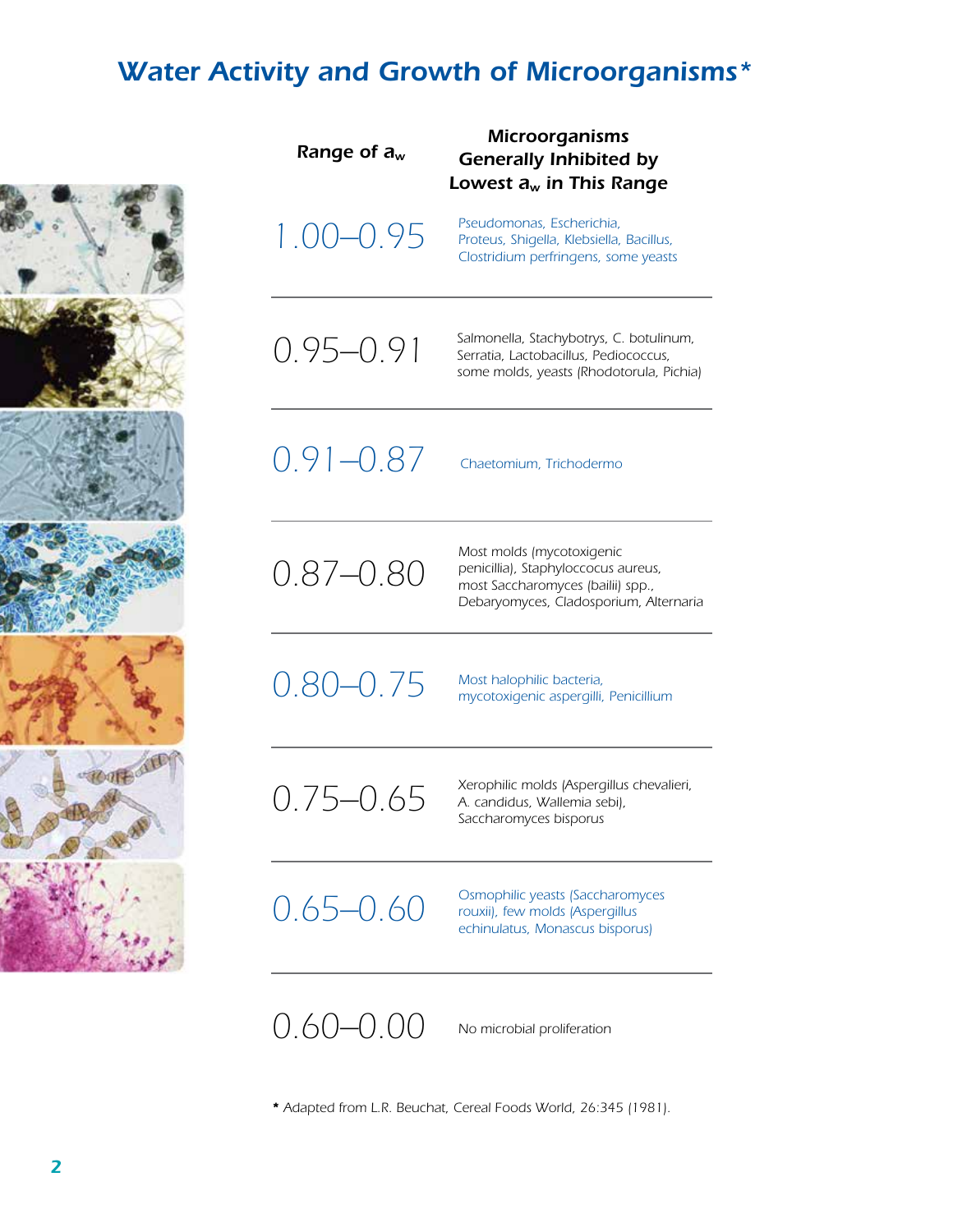# *Water Activity and Growth of Microorganisms**

| Range of $a_w$ | Microorganisms Generally Inhibited by Lowest $a_w$ in This Range |
|---|---|
| 1.00–0.95 | Pseudomonas, Escherichia, Proteus, Shigella, Klebsiella, Bacillus, Clostridium perfringens, some yeasts |
| 0.95–0.91 | Salmonella, Stachybotrys, C. botulinum, Serratia, Lactobacillus, Pediococcus, some molds, yeasts (Rhodotorula, Pichia) |
| 0.91–0.87 | Chaetomium, Trichodermo |
| 0.87–0.80 | Most molds (mycotoxigenic penicillia), Staphyloccocus aureus, most Saccharomyces (bailii) spp., Debaryomyces, Cladosporium, Alternaria |
| 0.80–0.75 | Most halophilic bacteria, mycotoxigenic aspergilli, Penicillium |
| 0.75–0.65 | Xerophilic molds (Aspergillus chevalieri, A. candidus, Wallemia sebi), Saccharomyces bisporus |
| 0.65–0.60 | Osmophilic yeasts (Saccharomyces rouxii), few molds (Aspergillus echinulatus, Monascus bisporus) |
| 0.60–0.00 | No microbial proliferation |

\* Adapted from L.R. Beuchat, Cereal Foods World, 26:345 (1981).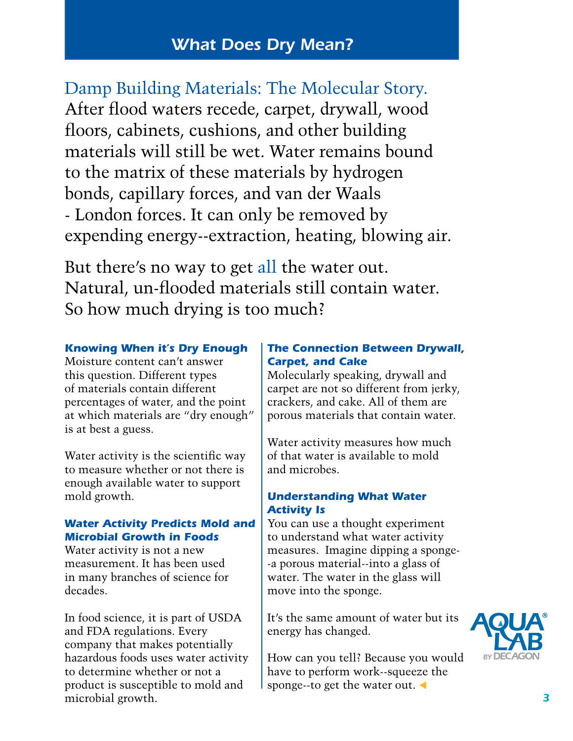# What Does Dry Mean?

## Damp Building Materials: The Molecular Story.

After flood waters recede, carpet, drywall, wood floors, cabinets, cushions, and other building materials will still be wet. Water remains bound to the matrix of these materials by hydrogen bonds, capillary forces, and van der Waals - London forces. It can only be removed by expending energy--extraction, heating, blowing air.

But there's no way to get all the water out. Natural, un-flooded materials still contain water. So how much drying is too much?

### *Knowing When it's Dry Enough*

Moisture content can't answer this question. Different types of materials contain different percentages of water, and the point at which materials are "dry enough" is at best a guess.

Water activity is the scientific way to measure whether or not there is enough available water to support mold growth.

### *Water Activity Predicts Mold and Microbial Growth in Foods*

Water activity is not a new measurement. It has been used in many branches of science for decades.

In food science, it is part of USDA and FDA regulations. Every company that makes potentially hazardous foods uses water activity to determine whether or not a product is susceptible to mold and microbial growth.

### *The Connection Between Drywall, Carpet, and Cake*

Molecularly speaking, drywall and carpet are not so different from jerky, crackers, and cake. All of them are porous materials that contain water.

Water activity measures how much of that water is available to mold and microbes.

### *Understanding What Water Activity Is*

You can use a thought experiment to understand what water activity measures. Imagine dipping a sponge--a porous material--into a glass of water. The water in the glass will move into the sponge.

It's the same amount of water but its energy has changed.

How can you tell? Because you would have to perform work--squeeze the sponge--to get the water out.

AQUA LAB® BY DECAGON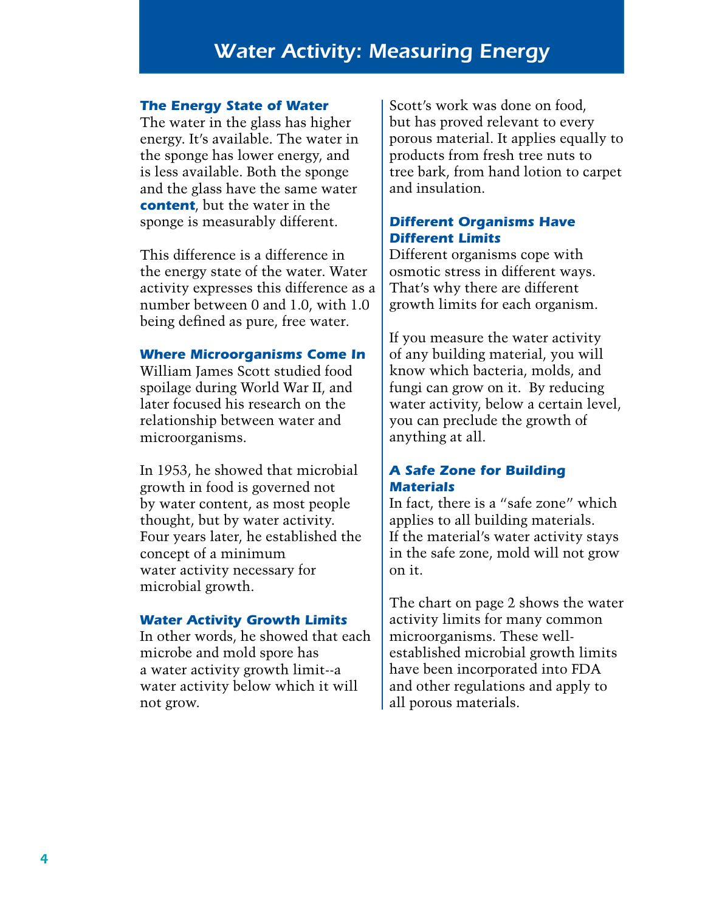# Water Activity: Measuring Energy

### The Energy State of Water

The water in the glass has higher energy. It's available. The water in the sponge has lower energy, and is less available. Both the sponge and the glass have the same water **content**, but the water in the sponge is measurably different.

This difference is a difference in the energy state of the water. Water activity expresses this difference as a number between 0 and 1.0, with 1.0 being defined as pure, free water.

### Where Microorganisms Come In

William James Scott studied food spoilage during World War II, and later focused his research on the relationship between water and microorganisms.

In 1953, he showed that microbial growth in food is governed not by water content, as most people thought, but by water activity. Four years later, he established the concept of a minimum water activity necessary for microbial growth.

### Water Activity Growth Limits

In other words, he showed that each microbe and mold spore has a water activity growth limit--a water activity below which it will not grow.

Scott's work was done on food, but has proved relevant to every porous material. It applies equally to products from fresh tree nuts to tree bark, from hand lotion to carpet and insulation.

### Different Organisms Have Different Limits

Different organisms cope with osmotic stress in different ways. That's why there are different growth limits for each organism.

If you measure the water activity of any building material, you will know which bacteria, molds, and fungi can grow on it. By reducing water activity, below a certain level, you can preclude the growth of anything at all.

### A Safe Zone for Building Materials

In fact, there is a "safe zone" which applies to all building materials. If the material's water activity stays in the safe zone, mold will not grow on it.

The chart on page 2 shows the water activity limits for many common microorganisms. These well-established microbial growth limits have been incorporated into FDA and other regulations and apply to all porous materials.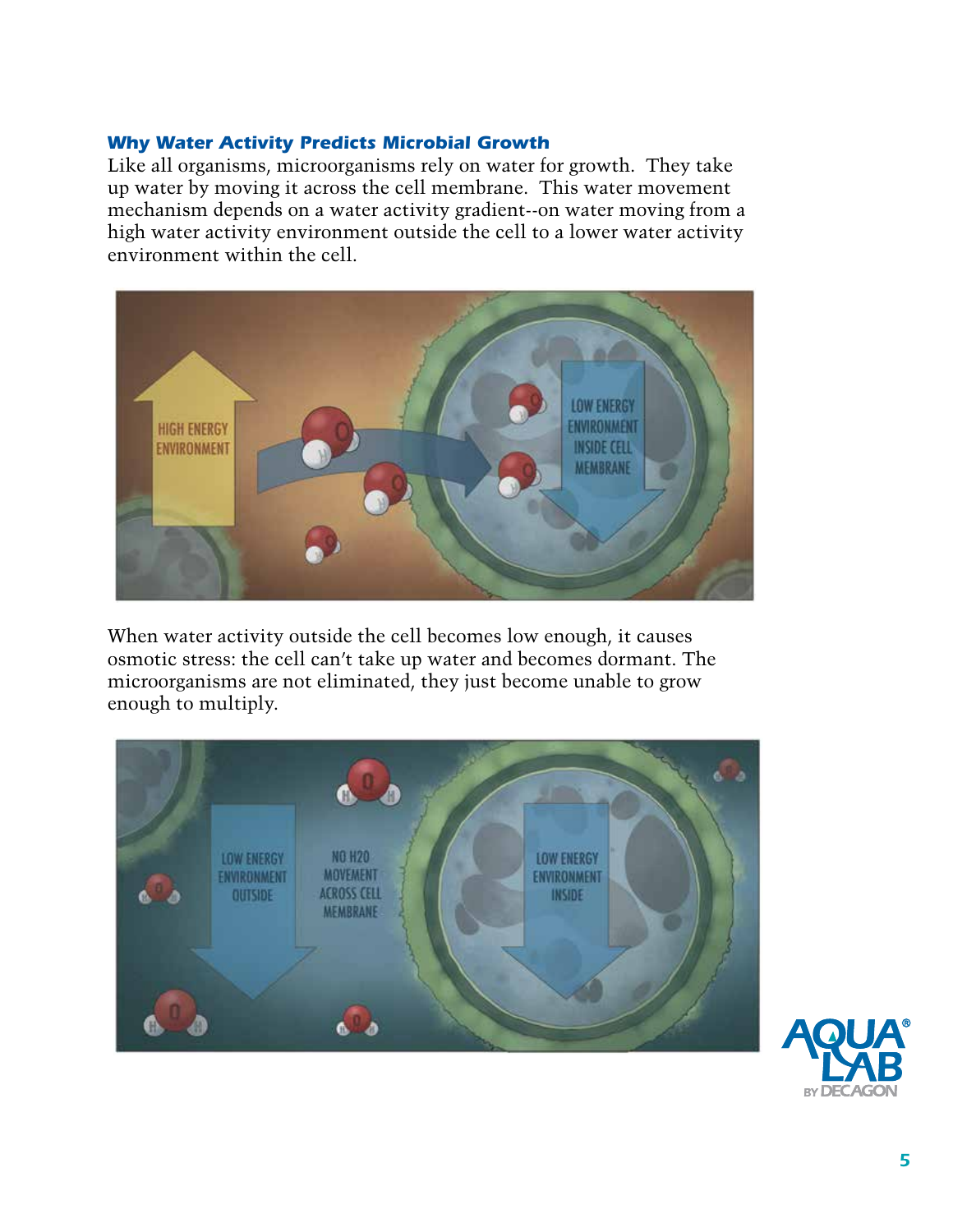### *Why Water Activity Predicts Microbial Growth*

Like all organisms, microorganisms rely on water for growth. They take up water by moving it across the cell membrane. This water movement mechanism depends on a water activity gradient--on water moving from a high water activity environment outside the cell to a lower water activity environment within the cell.

When water activity outside the cell becomes low enough, it causes osmotic stress: the cell can't take up water and becomes dormant. The microorganisms are not eliminated, they just become unable to grow enough to multiply.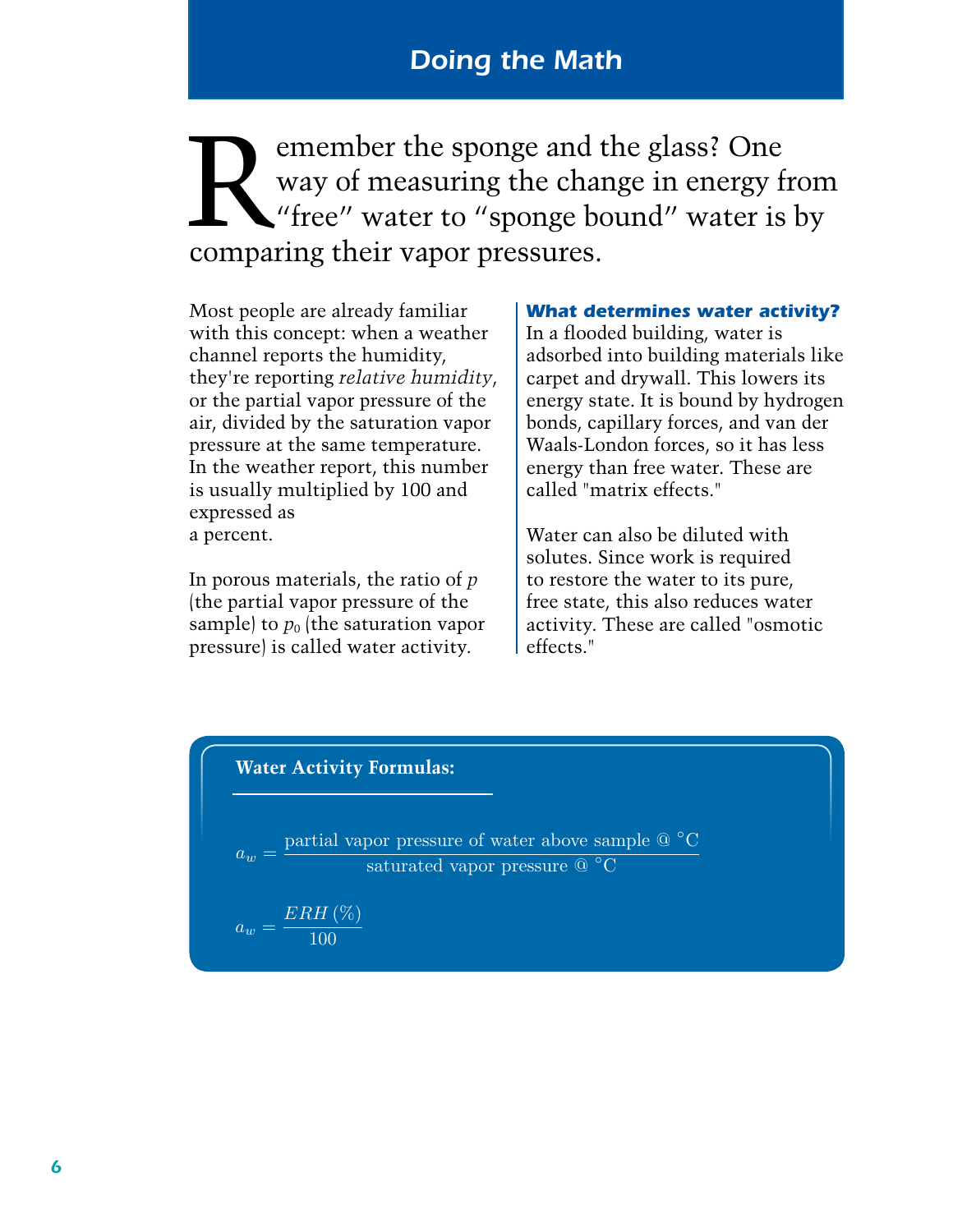# Doing the Math

Remember the sponge and the glass? One way of measuring the change in energy from “free” water to “sponge bound” water is by comparing their vapor pressures.

Most people are already familiar with this concept: when a weather channel reports the humidity, they're reporting *relative humidity*, or the partial vapor pressure of the air, divided by the saturation vapor pressure at the same temperature. In the weather report, this number is usually multiplied by 100 and expressed as a percent.

In porous materials, the ratio of $p$ (the partial vapor pressure of the sample) to $p_0$ (the saturation vapor pressure) is called water activity.

### What determines water activity?

In a flooded building, water is adsorbed into building materials like carpet and drywall. This lowers its energy state. It is bound by hydrogen bonds, capillary forces, and van der Waals-London forces, so it has less energy than free water. These are called "matrix effects."

Water can also be diluted with solutes. Since work is required to restore the water to its pure, free state, this also reduces water activity. These are called "osmotic effects."

**Water Activity Formulas:**

$$a_w = \frac{\text{partial vapor pressure of water above sample @ }^\circ\text{C}}{\text{saturated vapor pressure @ }^\circ\text{C}}$$

$$a_w = \frac{ERH\,(\%)}{100}$$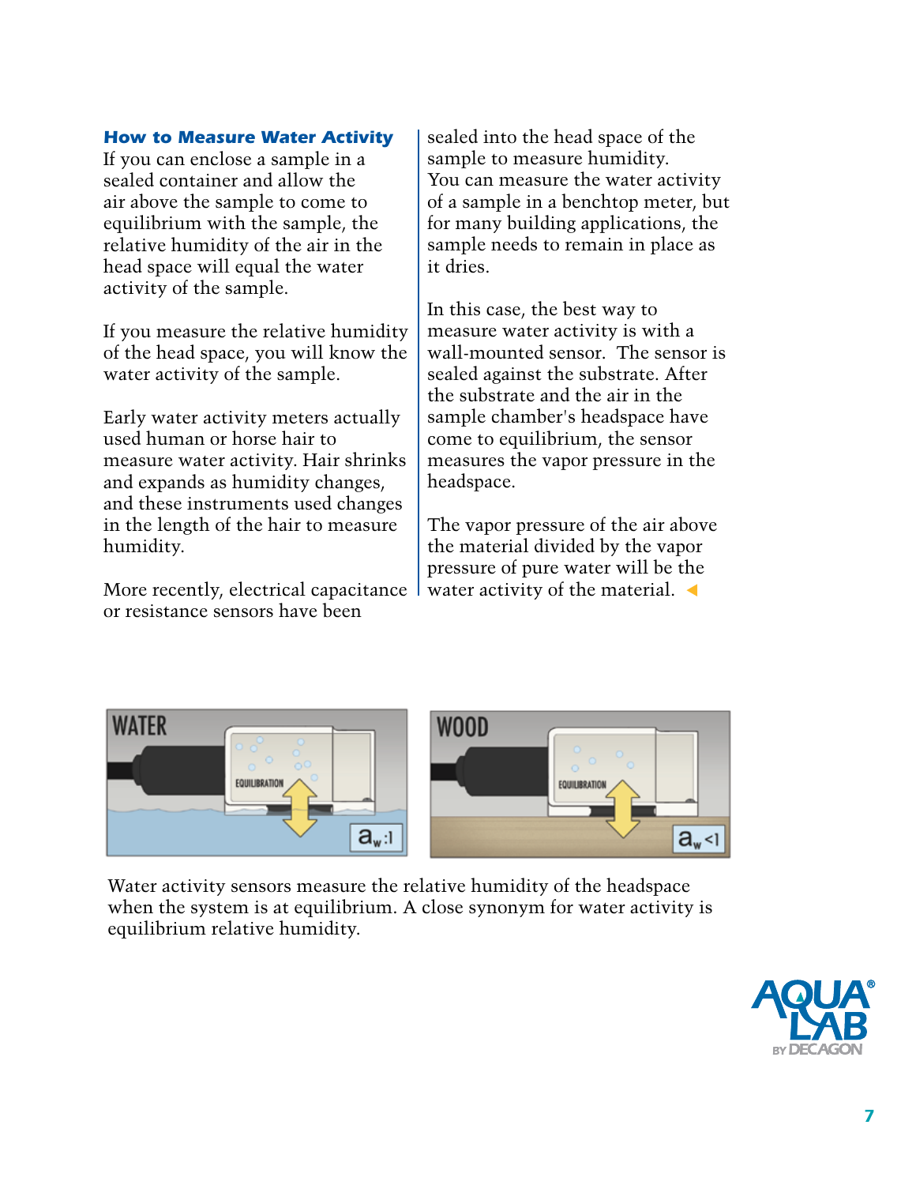## How to Measure Water Activity

If you can enclose a sample in a sealed container and allow the air above the sample to come to equilibrium with the sample, the relative humidity of the air in the head space will equal the water activity of the sample.

If you measure the relative humidity of the head space, you will know the water activity of the sample.

Early water activity meters actually used human or horse hair to measure water activity. Hair shrinks and expands as humidity changes, and these instruments used changes in the length of the hair to measure humidity.

More recently, electrical capacitance or resistance sensors have been sealed into the head space of the sample to measure humidity. You can measure the water activity of a sample in a benchtop meter, but for many building applications, the sample needs to remain in place as it dries.

In this case, the best way to measure water activity is with a wall-mounted sensor. The sensor is sealed against the substrate. After the substrate and the air in the sample chamber's headspace have come to equilibrium, the sensor measures the vapor pressure in the headspace.

The vapor pressure of the air above the material divided by the vapor pressure of pure water will be the water activity of the material.

Water activity sensors measure the relative humidity of the headspace when the system is at equilibrium. A close synonym for water activity is equilibrium relative humidity.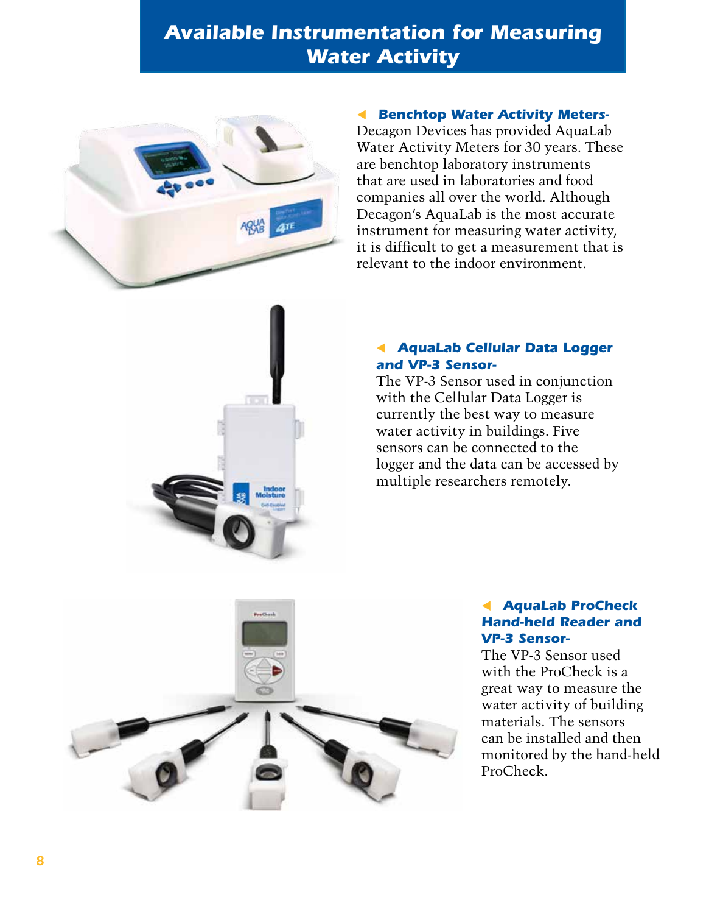# Available Instrumentation for Measuring Water Activity

***Benchtop Water Activity Meters-*** Decagon Devices has provided AquaLab Water Activity Meters for 30 years. These are benchtop laboratory instruments that are used in laboratories and food companies all over the world. Although Decagon's AquaLab is the most accurate instrument for measuring water activity, it is difficult to get a measurement that is relevant to the indoor environment.

***AquaLab Cellular Data Logger and VP-3 Sensor-*** The VP-3 Sensor used in conjunction with the Cellular Data Logger is currently the best way to measure water activity in buildings. Five sensors can be connected to the logger and the data can be accessed by multiple researchers remotely.

***AquaLab ProCheck Hand-held Reader and VP-3 Sensor-*** The VP-3 Sensor used with the ProCheck is a great way to measure the water activity of building materials. The sensors can be installed and then monitored by the hand-held ProCheck.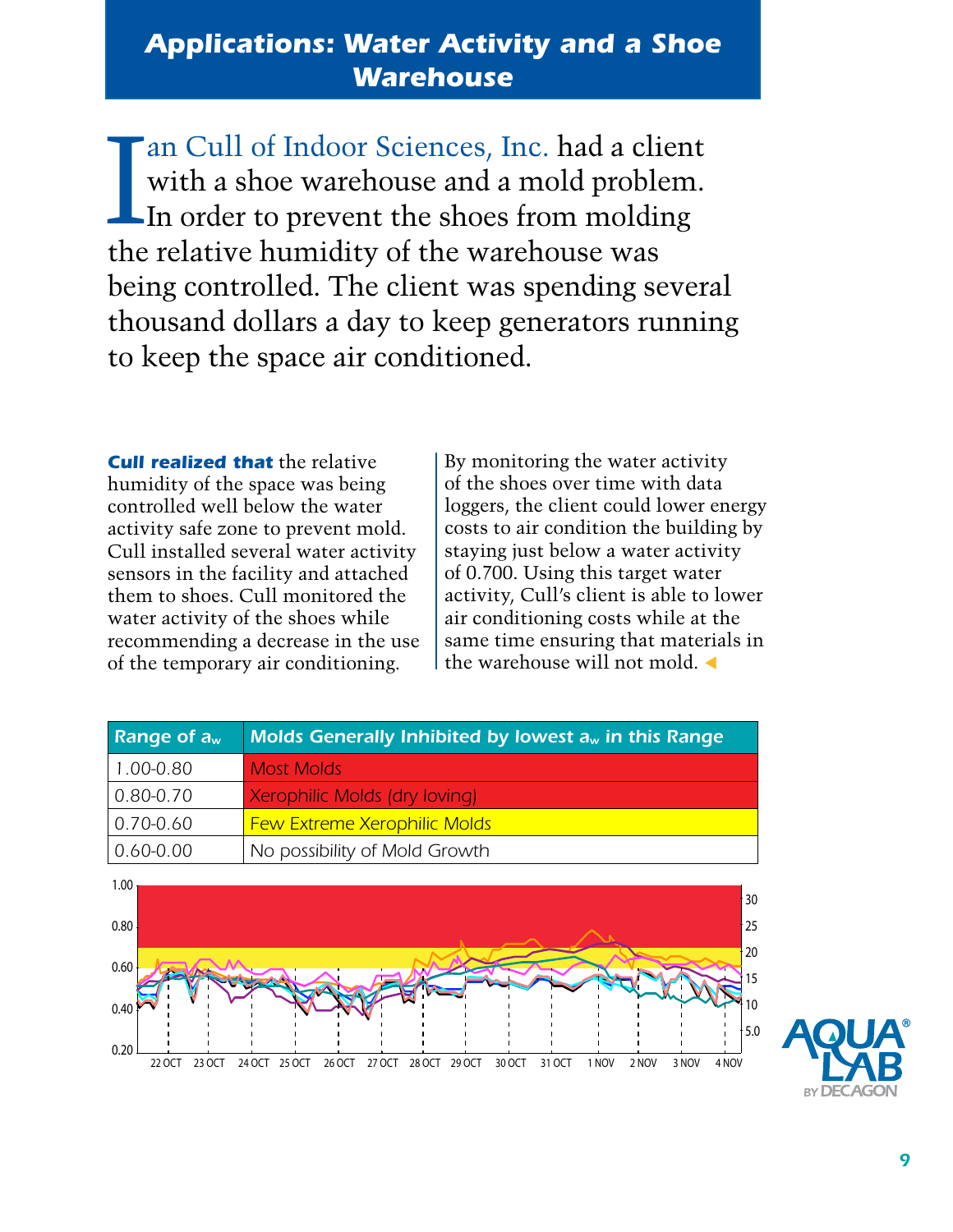# Applications: Water Activity and a Shoe Warehouse

Ian Cull of Indoor Sciences, Inc. had a client with a shoe warehouse and a mold problem. In order to prevent the shoes from molding the relative humidity of the warehouse was being controlled. The client was spending several thousand dollars a day to keep generators running to keep the space air conditioned.

**Cull realized that** the relative humidity of the space was being controlled well below the water activity safe zone to prevent mold. Cull installed several water activity sensors in the facility and attached them to shoes. Cull monitored the water activity of the shoes while recommending a decrease in the use of the temporary air conditioning.

By monitoring the water activity of the shoes over time with data loggers, the client could lower energy costs to air condition the building by staying just below a water activity of 0.700. Using this target water activity, Cull's client is able to lower air conditioning costs while at the same time ensuring that materials in the warehouse will not mold.

| Range of $a_w$ | Molds Generally Inhibited by lowest $a_w$ in this Range |
|---|---|
| 1.00-0.80 | Most Molds |
| 0.80-0.70 | Xerophilic Molds (dry loving) |
| 0.70-0.60 | Few Extreme Xerophilic Molds |
| 0.60-0.00 | No possibility of Mold Growth |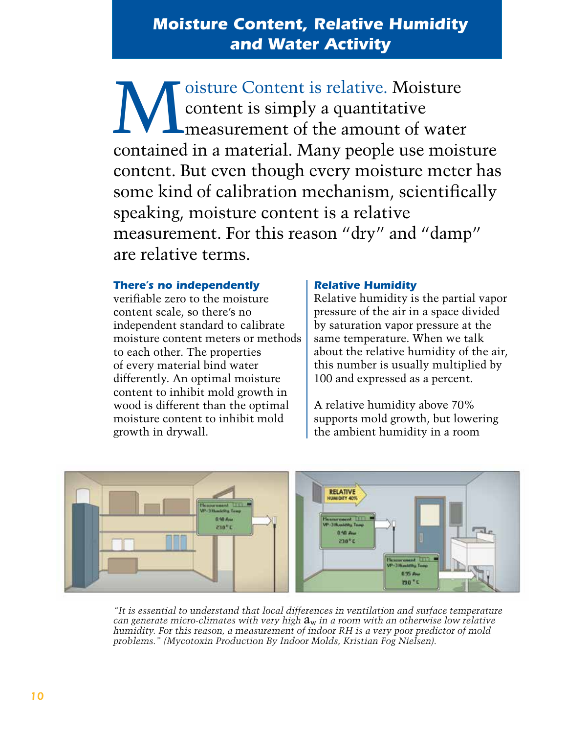## Moisture Content, Relative Humidity and Water Activity

Moisture Content is relative. Moisture content is simply a quantitative measurement of the amount of water contained in a material. Many people use moisture content. But even though every moisture meter has some kind of calibration mechanism, scientifically speaking, moisture content is a relative measurement. For this reason "dry" and "damp" are relative terms.

***There's no independently*** verifiable zero to the moisture content scale, so there's no independent standard to calibrate moisture content meters or methods to each other. The properties of every material bind water differently. An optimal moisture content to inhibit mold growth in wood is different than the optimal moisture content to inhibit mold growth in drywall.

### *Relative Humidity*

Relative humidity is the partial vapor pressure of the air in a space divided by saturation vapor pressure at the same temperature. When we talk about the relative humidity of the air, this number is usually multiplied by 100 and expressed as a percent.

A relative humidity above 70% supports mold growth, but lowering the ambient humidity in a room

*"It is essential to understand that local differences in ventilation and surface temperature can generate micro-climates with very high $a_w$ in a room with an otherwise low relative humidity. For this reason, a measurement of indoor RH is a very poor predictor of mold problems." (Mycotoxin Production By Indoor Molds, Kristian Fog Nielsen).*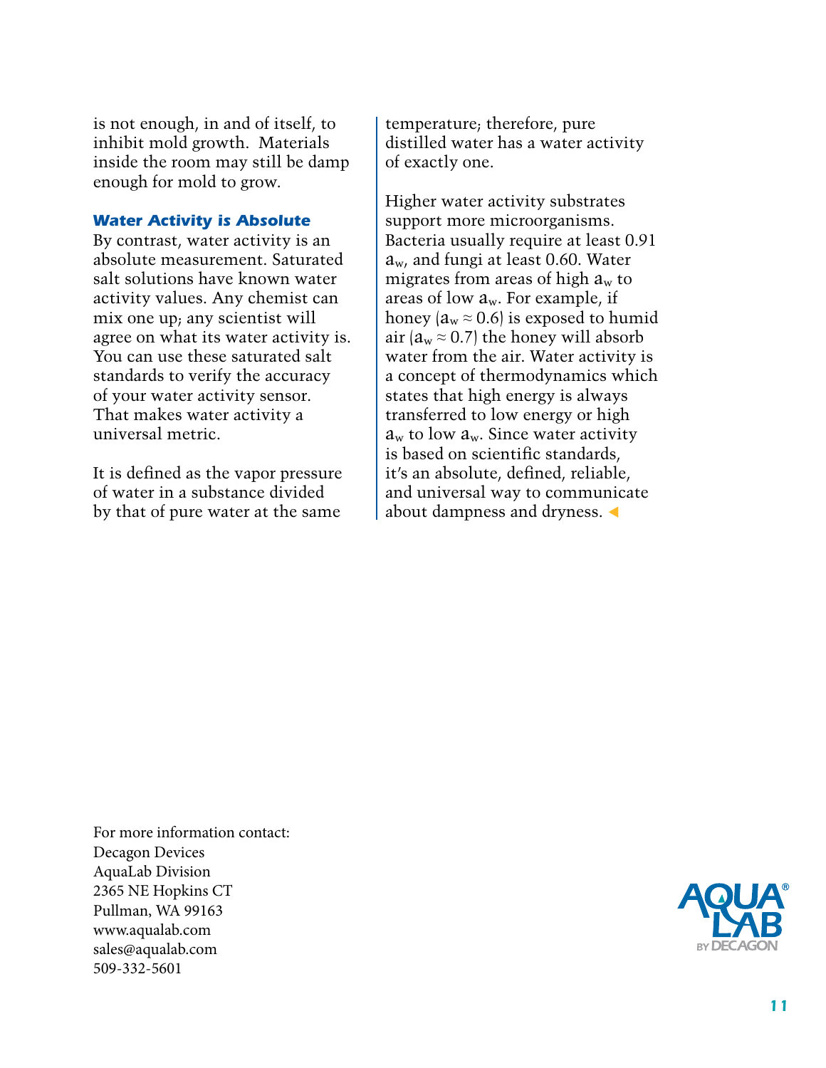is not enough, in and of itself, to inhibit mold growth. Materials inside the room may still be damp enough for mold to grow.

### *Water Activity is Absolute*

By contrast, water activity is an absolute measurement. Saturated salt solutions have known water activity values. Any chemist can mix one up; any scientist will agree on what its water activity is. You can use these saturated salt standards to verify the accuracy of your water activity sensor. That makes water activity a universal metric.

It is defined as the vapor pressure of water in a substance divided by that of pure water at the same temperature; therefore, pure distilled water has a water activity of exactly one.

Higher water activity substrates support more microorganisms. Bacteria usually require at least 0.91 $a_w$, and fungi at least 0.60. Water migrates from areas of high $a_w$ to areas of low $a_w$. For example, if honey ($a_w \approx 0.6$) is exposed to humid air ($a_w \approx 0.7$) the honey will absorb water from the air. Water activity is a concept of thermodynamics which states that high energy is always transferred to low energy or high $a_w$ to low $a_w$. Since water activity is based on scientific standards, it's an absolute, defined, reliable, and universal way to communicate about dampness and dryness.

For more information contact:
Decagon Devices
AquaLab Division
2365 NE Hopkins CT
Pullman, WA 99163
www.aqualab.com
sales@aqualab.com
509-332-5601

AQUA LAB® BY DECAGON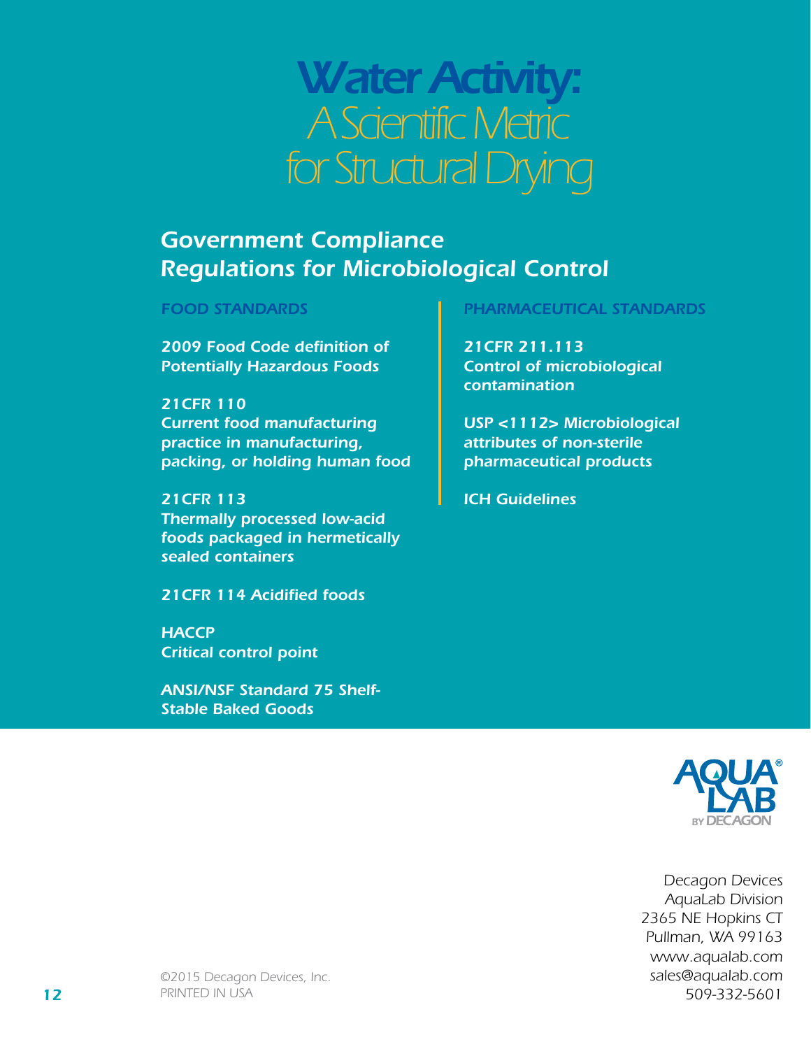# Water Activity: A Scientific Metric for Structural Drying

## Government Compliance Regulations for Microbiological Control

### FOOD STANDARDS

**2009 Food Code definition of Potentially Hazardous Foods**

**21CFR 110**
**Current food manufacturing practice in manufacturing, packing, or holding human food**

**21CFR 113**
**Thermally processed low-acid foods packaged in hermetically sealed containers**

**21CFR 114 Acidified foods**

**HACCP**
**Critical control point**

**ANSI/NSF Standard 75 Shelf-Stable Baked Goods**

### PHARMACEUTICAL STANDARDS

**21CFR 211.113**
**Control of microbiological contamination**

**USP <1112> Microbiological attributes of non-sterile pharmaceutical products**

**ICH Guidelines**

AQUALAB BY DECAGON

Decagon Devices
AquaLab Division
2365 NE Hopkins CT
Pullman, WA 99163
www.aqualab.com
sales@aqualab.com
509-332-5601

©2015 Decagon Devices, Inc.
PRINTED IN USA